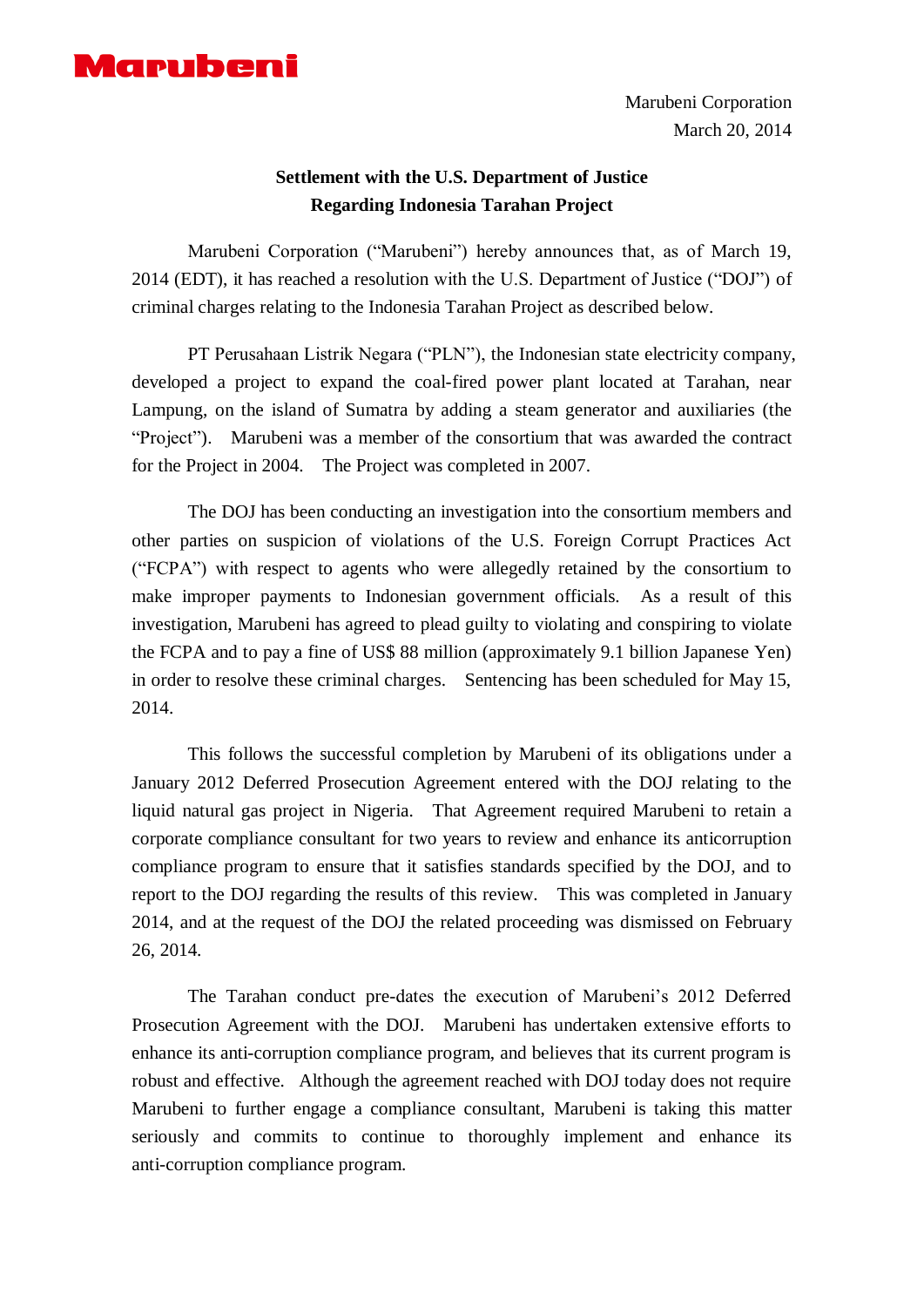Marubeni

Marubeni Corporation
March 20, 2014

## Settlement with the U.S. Department of Justice Regarding Indonesia Tarahan Project

Marubeni Corporation ("Marubeni") hereby announces that, as of March 19, 2014 (EDT), it has reached a resolution with the U.S. Department of Justice ("DOJ") of criminal charges relating to the Indonesia Tarahan Project as described below.

PT Perusahaan Listrik Negara ("PLN"), the Indonesian state electricity company, developed a project to expand the coal-fired power plant located at Tarahan, near Lampung, on the island of Sumatra by adding a steam generator and auxiliaries (the "Project"). Marubeni was a member of the consortium that was awarded the contract for the Project in 2004. The Project was completed in 2007.

The DOJ has been conducting an investigation into the consortium members and other parties on suspicion of violations of the U.S. Foreign Corrupt Practices Act ("FCPA") with respect to agents who were allegedly retained by the consortium to make improper payments to Indonesian government officials. As a result of this investigation, Marubeni has agreed to plead guilty to violating and conspiring to violate the FCPA and to pay a fine of US$ 88 million (approximately 9.1 billion Japanese Yen) in order to resolve these criminal charges. Sentencing has been scheduled for May 15, 2014.

This follows the successful completion by Marubeni of its obligations under a January 2012 Deferred Prosecution Agreement entered with the DOJ relating to the liquid natural gas project in Nigeria. That Agreement required Marubeni to retain a corporate compliance consultant for two years to review and enhance its anticorruption compliance program to ensure that it satisfies standards specified by the DOJ, and to report to the DOJ regarding the results of this review. This was completed in January 2014, and at the request of the DOJ the related proceeding was dismissed on February 26, 2014.

The Tarahan conduct pre-dates the execution of Marubeni's 2012 Deferred Prosecution Agreement with the DOJ. Marubeni has undertaken extensive efforts to enhance its anti-corruption compliance program, and believes that its current program is robust and effective. Although the agreement reached with DOJ today does not require Marubeni to further engage a compliance consultant, Marubeni is taking this matter seriously and commits to continue to thoroughly implement and enhance its anti-corruption compliance program.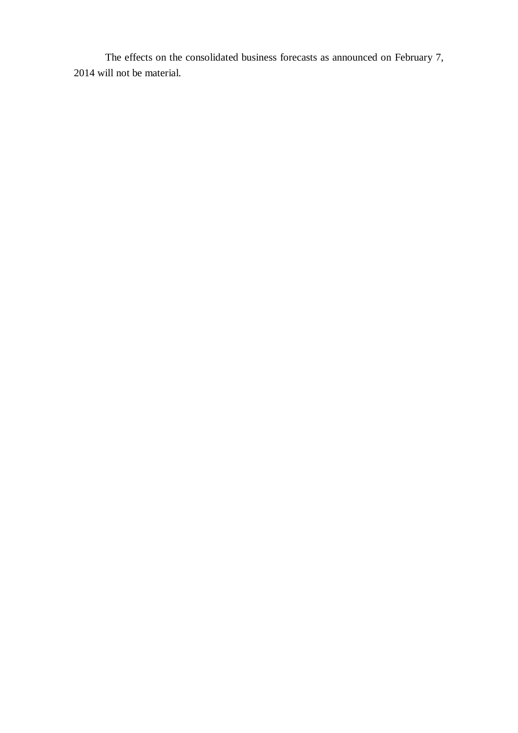The effects on the consolidated business forecasts as announced on February 7, 2014 will not be material.